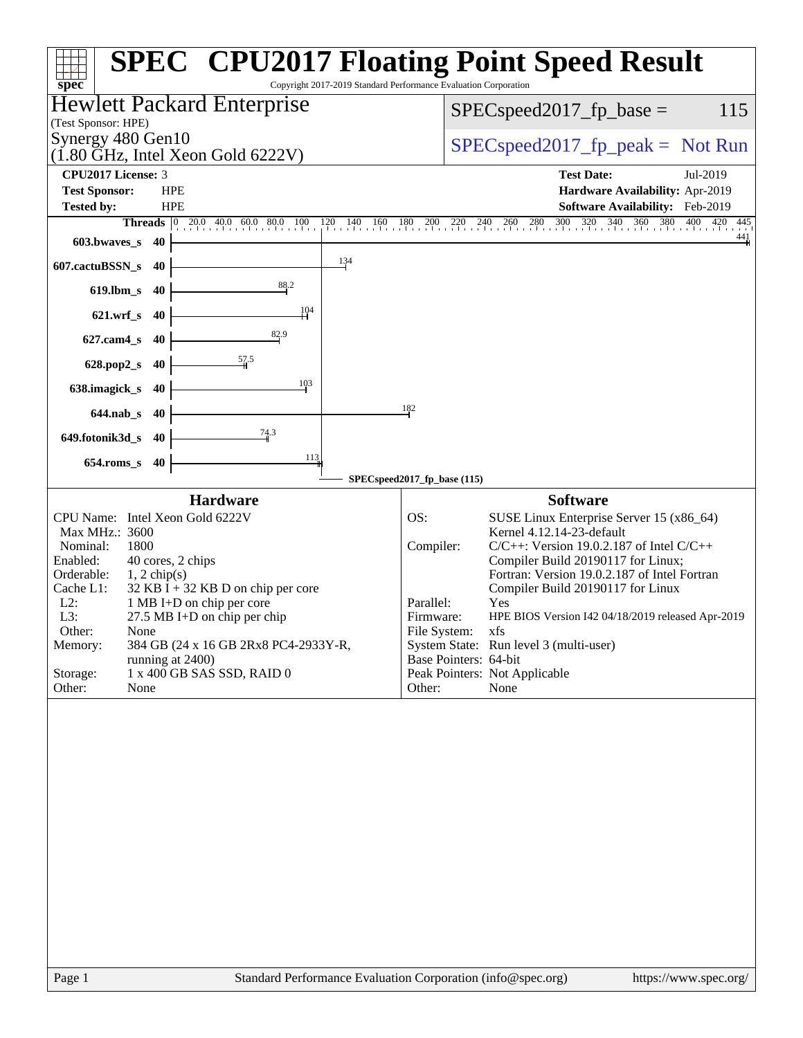# SPEC CPU2017 Floating Point Speed Result

Copyright 2017-2019 Standard Performance Evaluation Corporation

**Hewlett Packard Enterprise**
(Test Sponsor: HPE)

**Synergy 480 Gen10**
(1.80 GHz, Intel Xeon Gold 6222V)

SPECspeed2017_fp_base = 115

SPECspeed2017_fp_peak = Not Run

| | | | |
|---|---|---|---|
| **CPU2017 License:** | 3 | **Test Date:** | Jul-2019 |
| **Test Sponsor:** | HPE | **Hardware Availability:** | Apr-2019 |
| **Tested by:** | HPE | **Software Availability:** | Feb-2019 |

| Benchmark | Threads | Base Ratio |
|---|---|---|
| 603.bwaves_s | 40 | 441 |
| 607.cactuBSSN_s | 40 | 134 |
| 619.lbm_s | 40 | 88.2 |
| 621.wrf_s | 40 | 104 |
| 627.cam4_s | 40 | 82.9 |
| 628.pop2_s | 40 | 57.5 |
| 638.imagick_s | 40 | 103 |
| 644.nab_s | 40 | 182 |
| 649.fotonik3d_s | 40 | 74.3 |
| 654.roms_s | 40 | 113 |

SPECspeed2017_fp_base (115)

## Hardware

| | |
|---|---|
| CPU Name: | Intel Xeon Gold 6222V |
| Max MHz.: | 3600 |
| Nominal: | 1800 |
| Enabled: | 40 cores, 2 chips |
| Orderable: | 1, 2 chip(s) |
| Cache L1: | 32 KB I + 32 KB D on chip per core |
| L2: | 1 MB I+D on chip per core |
| L3: | 27.5 MB I+D on chip per chip |
| Other: | None |
| Memory: | 384 GB (24 x 16 GB 2Rx8 PC4-2933Y-R, running at 2400) |
| Storage: | 1 x 400 GB SAS SSD, RAID 0 |
| Other: | None |

## Software

| | |
|---|---|
| OS: | SUSE Linux Enterprise Server 15 (x86_64) Kernel 4.12.14-23-default |
| Compiler: | C/C++: Version 19.0.2.187 of Intel C/C++ Compiler Build 20190117 for Linux; Fortran: Version 19.0.2.187 of Intel Fortran Compiler Build 20190117 for Linux |
| Parallel: | Yes |
| Firmware: | HPE BIOS Version I42 04/18/2019 released Apr-2019 |
| File System: | xfs |
| System State: | Run level 3 (multi-user) |
| Base Pointers: | 64-bit |
| Peak Pointers: | Not Applicable |
| Other: | None |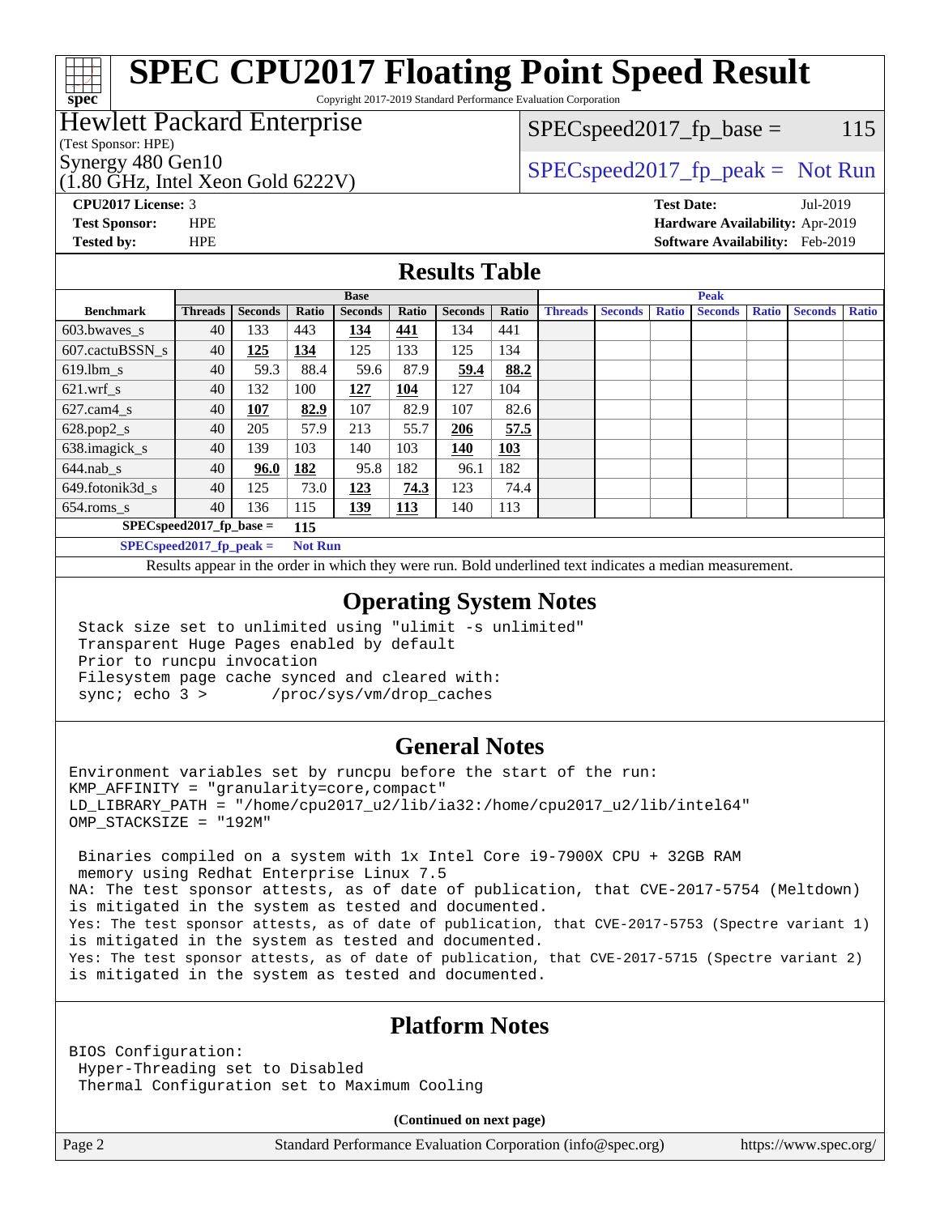# SPEC CPU2017 Floating Point Speed Result

Copyright 2017-2019 Standard Performance Evaluation Corporation

**Hewlett Packard Enterprise**
(Test Sponsor: HPE)
Synergy 480 Gen10
(1.80 GHz, Intel Xeon Gold 6222V)

SPECspeed2017_fp_base = 115

SPECspeed2017_fp_peak = Not Run

**CPU2017 License:** 3
**Test Sponsor:** HPE
**Tested by:** HPE

**Test Date:** Jul-2019
**Hardware Availability:** Apr-2019
**Software Availability:** Feb-2019

## Results Table

| | Base | | | | | | | Peak | | | | | | |
|---|---|---|---|---|---|---|---|---|---|---|---|---|---|---|
| **Benchmark** | **Threads** | **Seconds** | **Ratio** | **Seconds** | **Ratio** | **Seconds** | **Ratio** | **Threads** | **Seconds** | **Ratio** | **Seconds** | **Ratio** | **Seconds** | **Ratio** |
| 603.bwaves_s | 40 | 133 | 443 | **134** | **441** | 134 | 441 | | | | | | | |
| 607.cactuBSSN_s | 40 | **125** | **134** | 125 | 133 | 125 | 134 | | | | | | | |
| 619.lbm_s | 40 | 59.3 | 88.4 | 59.6 | 87.9 | **59.4** | **88.2** | | | | | | | |
| 621.wrf_s | 40 | 132 | 100 | **127** | **104** | 127 | 104 | | | | | | | |
| 627.cam4_s | 40 | **107** | **82.9** | 107 | 82.9 | 107 | 82.6 | | | | | | | |
| 628.pop2_s | 40 | 205 | 57.9 | 213 | 55.7 | **206** | **57.5** | | | | | | | |
| 638.imagick_s | 40 | 139 | 103 | 140 | 103 | **140** | **103** | | | | | | | |
| 644.nab_s | 40 | **96.0** | **182** | 95.8 | 182 | 96.1 | 182 | | | | | | | |
| 649.fotonik3d_s | 40 | 125 | 73.0 | **123** | **74.3** | 123 | 74.4 | | | | | | | |
| 654.roms_s | 40 | 136 | 115 | **139** | **113** | 140 | 113 | | | | | | | |

**SPECspeed2017_fp_base =** **115**

**SPECspeed2017_fp_peak =** **Not Run**

Results appear in the order in which they were run. Bold underlined text indicates a median measurement.

## Operating System Notes

```
Stack size set to unlimited using "ulimit -s unlimited"
Transparent Huge Pages enabled by default
Prior to runcpu invocation
Filesystem page cache synced and cleared with:
sync; echo 3 >       /proc/sys/vm/drop_caches
```

## General Notes

```
Environment variables set by runcpu before the start of the run:
KMP_AFFINITY = "granularity=core,compact"
LD_LIBRARY_PATH = "/home/cpu2017_u2/lib/ia32:/home/cpu2017_u2/lib/intel64"
OMP_STACKSIZE = "192M"

 Binaries compiled on a system with 1x Intel Core i9-7900X CPU + 32GB RAM
 memory using Redhat Enterprise Linux 7.5
NA: The test sponsor attests, as of date of publication, that CVE-2017-5754 (Meltdown)
is mitigated in the system as tested and documented.
Yes: The test sponsor attests, as of date of publication, that CVE-2017-5753 (Spectre variant 1)
is mitigated in the system as tested and documented.
Yes: The test sponsor attests, as of date of publication, that CVE-2017-5715 (Spectre variant 2)
is mitigated in the system as tested and documented.
```

## Platform Notes

```
BIOS Configuration:
 Hyper-Threading set to Disabled
 Thermal Configuration set to Maximum Cooling
```

**(Continued on next page)**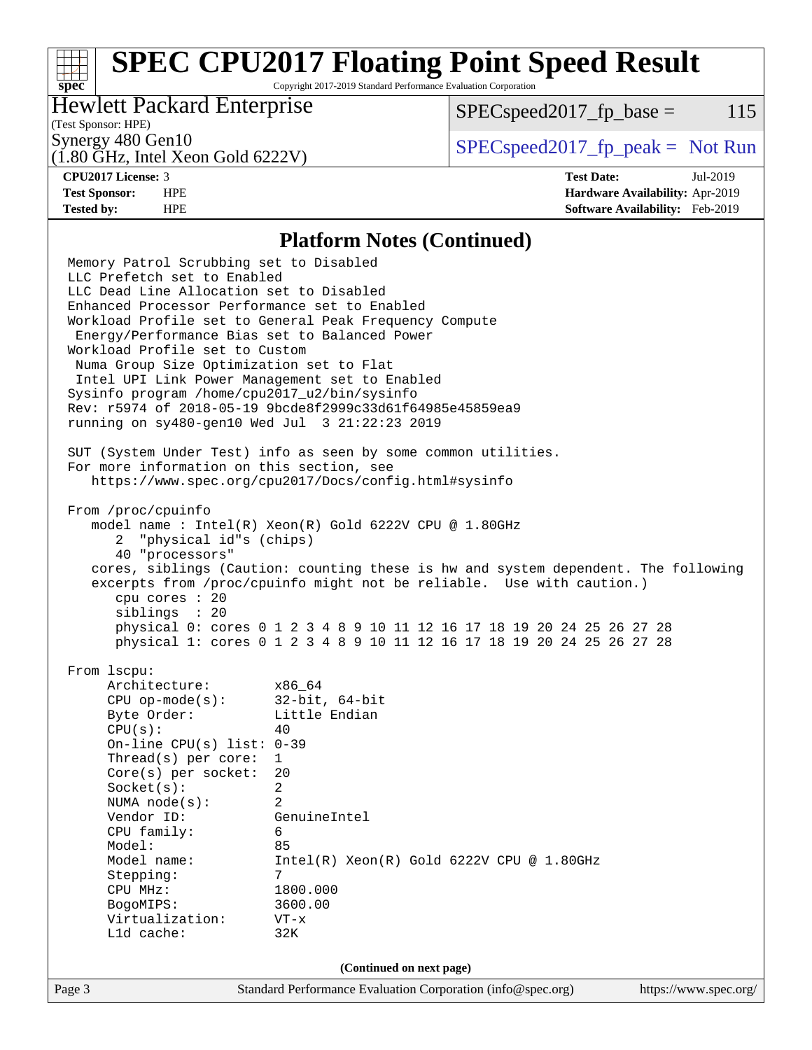## Platform Notes (Continued)

```
Memory Patrol Scrubbing set to Disabled
LLC Prefetch set to Enabled
LLC Dead Line Allocation set to Disabled
Enhanced Processor Performance set to Enabled
Workload Profile set to General Peak Frequency Compute
 Energy/Performance Bias set to Balanced Power
Workload Profile set to Custom
 Numa Group Size Optimization set to Flat
 Intel UPI Link Power Management set to Enabled
Sysinfo program /home/cpu2017_u2/bin/sysinfo
Rev: r5974 of 2018-05-19 9bcde8f2999c33d61f64985e45859ea9
running on sy480-gen10 Wed Jul  3 21:22:23 2019

SUT (System Under Test) info as seen by some common utilities.
For more information on this section, see
   https://www.spec.org/cpu2017/Docs/config.html#sysinfo

From /proc/cpuinfo
   model name : Intel(R) Xeon(R) Gold 6222V CPU @ 1.80GHz
      2  "physical id"s (chips)
      40 "processors"
   cores, siblings (Caution: counting these is hw and system dependent. The following
   excerpts from /proc/cpuinfo might not be reliable.  Use with caution.)
      cpu cores : 20
      siblings  : 20
      physical 0: cores 0 1 2 3 4 8 9 10 11 12 16 17 18 19 20 24 25 26 27 28
      physical 1: cores 0 1 2 3 4 8 9 10 11 12 16 17 18 19 20 24 25 26 27 28

From lscpu:
     Architecture:        x86_64
     CPU op-mode(s):      32-bit, 64-bit
     Byte Order:          Little Endian
     CPU(s):              40
     On-line CPU(s) list: 0-39
     Thread(s) per core:  1
     Core(s) per socket:  20
     Socket(s):           2
     NUMA node(s):        2
     Vendor ID:           GenuineIntel
     CPU family:          6
     Model:               85
     Model name:          Intel(R) Xeon(R) Gold 6222V CPU @ 1.80GHz
     Stepping:            7
     CPU MHz:             1800.000
     BogoMIPS:            3600.00
     Virtualization:      VT-x
     L1d cache:           32K
```

**(Continued on next page)**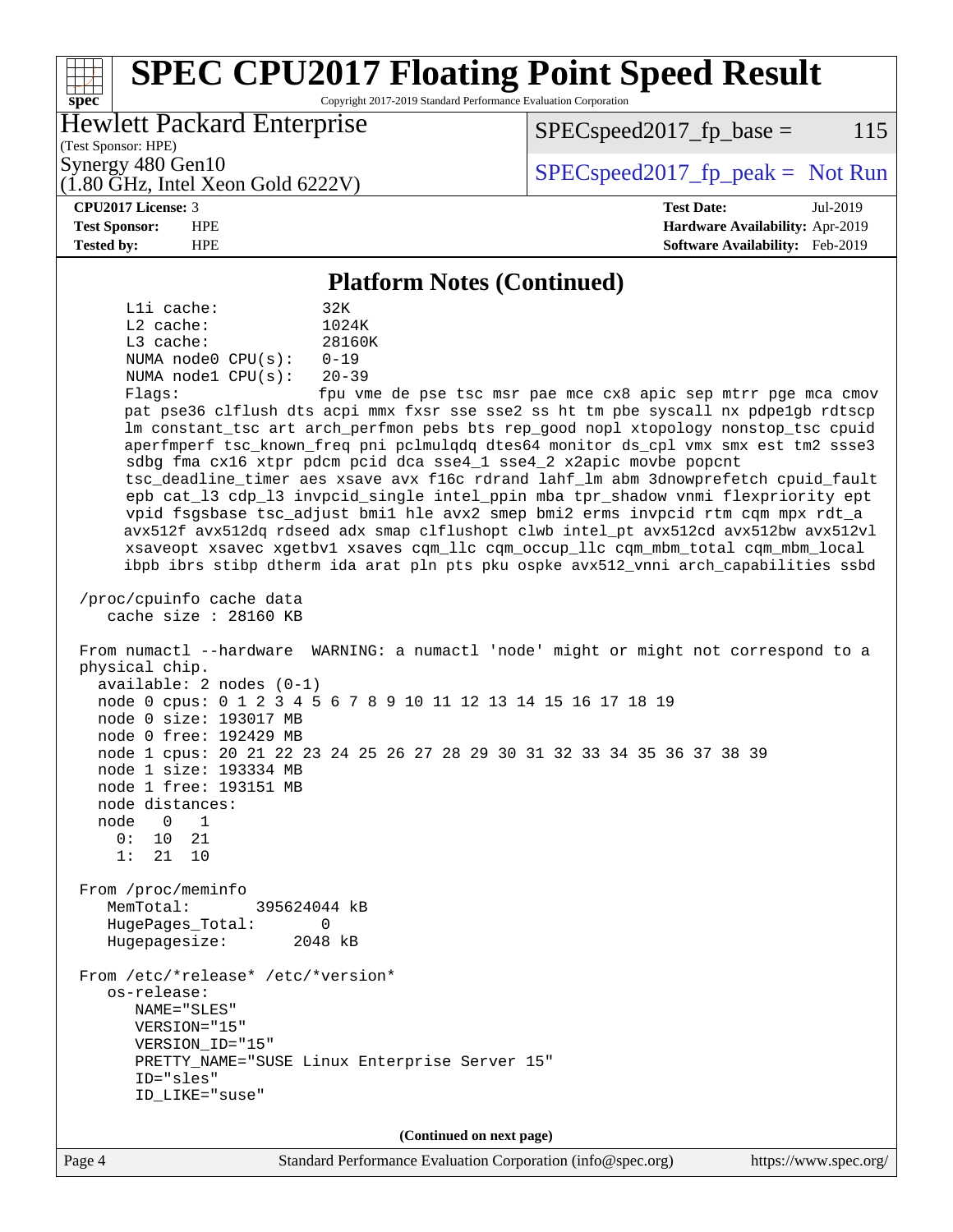## Platform Notes (Continued)

```
    L1i cache:           32K
    L2 cache:            1024K
    L3 cache:            28160K
    NUMA node0 CPU(s):   0-19
    NUMA node1 CPU(s):   20-39
    Flags:               fpu vme de pse tsc msr pae mce cx8 apic sep mtrr pge mca cmov
    pat pse36 clflush dts acpi mmx fxsr sse sse2 ss ht tm pbe syscall nx pdpe1gb rdtscp
    lm constant_tsc art arch_perfmon pebs bts rep_good nopl xtopology nonstop_tsc cpuid
    aperfmperf tsc_known_freq pni pclmulqdq dtes64 monitor ds_cpl vmx smx est tm2 ssse3
    sdbg fma cx16 xtpr pdcm pcid dca sse4_1 sse4_2 x2apic movbe popcnt
    tsc_deadline_timer aes xsave avx f16c rdrand lahf_lm abm 3dnowprefetch cpuid_fault
    epb cat_l3 cdp_l3 invpcid_single intel_ppin mba tpr_shadow vnmi flexpriority ept
    vpid fsgsbase tsc_adjust bmi1 hle avx2 smep bmi2 erms invpcid rtm cqm mpx rdt_a
    avx512f avx512dq rdseed adx smap clflushopt clwb intel_pt avx512cd avx512bw avx512vl
    xsaveopt xsavec xgetbv1 xsaves cqm_llc cqm_occup_llc cqm_mbm_total cqm_mbm_local
    ibpb ibrs stibp dtherm ida arat pln pts pku ospke avx512_vnni arch_capabilities ssbd

 /proc/cpuinfo cache data
    cache size : 28160 KB

 From numactl --hardware  WARNING: a numactl 'node' might or might not correspond to a
 physical chip.
   available: 2 nodes (0-1)
   node 0 cpus: 0 1 2 3 4 5 6 7 8 9 10 11 12 13 14 15 16 17 18 19
   node 0 size: 193017 MB
   node 0 free: 192429 MB
   node 1 cpus: 20 21 22 23 24 25 26 27 28 29 30 31 32 33 34 35 36 37 38 39
   node 1 size: 193334 MB
   node 1 free: 193151 MB
   node distances:
   node   0   1
     0:  10  21
     1:  21  10

 From /proc/meminfo
    MemTotal:       395624044 kB
    HugePages_Total:       0
    Hugepagesize:       2048 kB

 From /etc/*release* /etc/*version*
    os-release:
       NAME="SLES"
       VERSION="15"
       VERSION_ID="15"
       PRETTY_NAME="SUSE Linux Enterprise Server 15"
       ID="sles"
       ID_LIKE="suse"
```

(Continued on next page)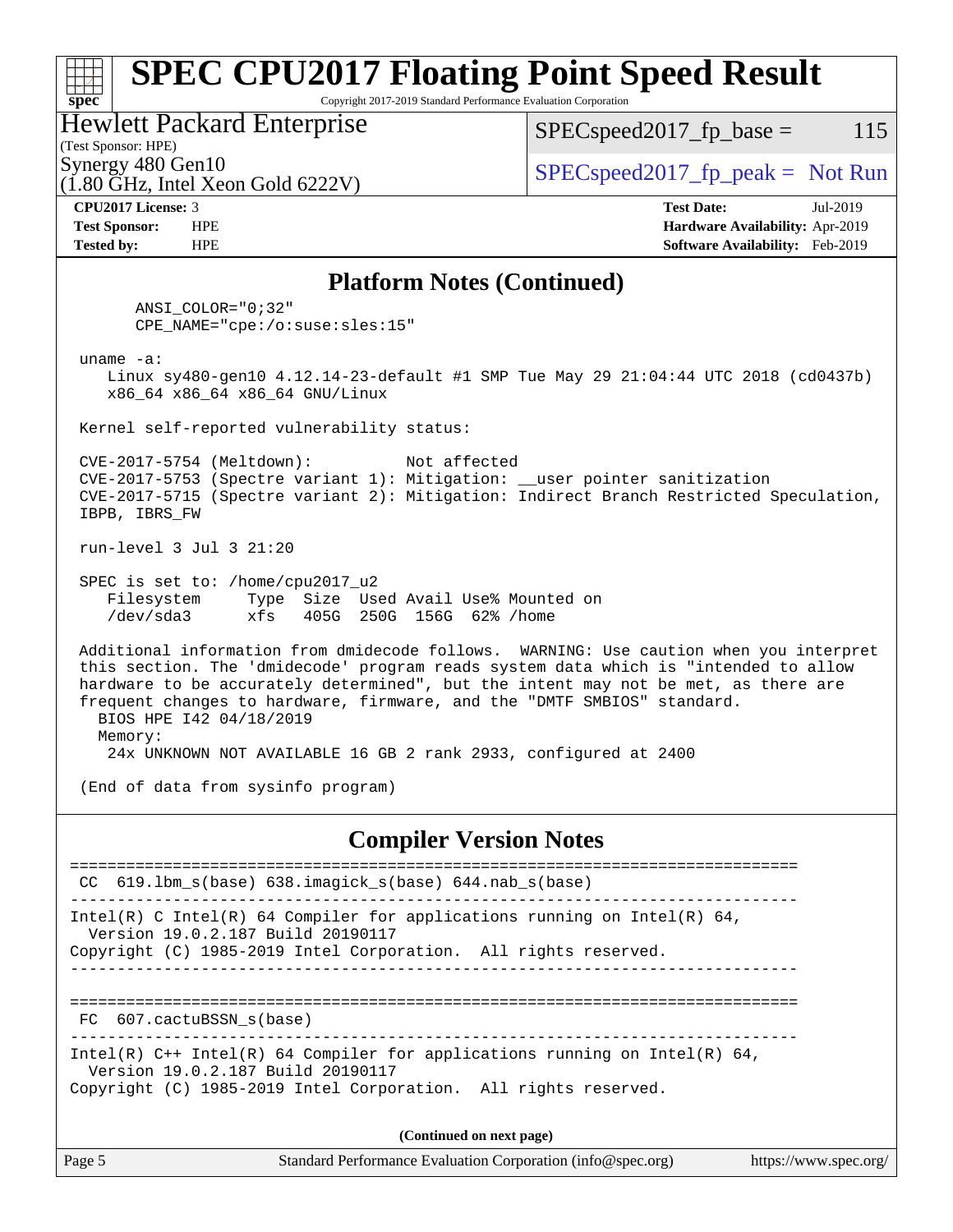# SPEC CPU2017 Floating Point Speed Result

Copyright 2017-2019 Standard Performance Evaluation Corporation

**Hewlett Packard Enterprise**
(Test Sponsor: HPE)
Synergy 480 Gen10
(1.80 GHz, Intel Xeon Gold 6222V)

SPECspeed2017_fp_base = 115

SPECspeed2017_fp_peak = Not Run

**CPU2017 License:** 3
**Test Sponsor:** HPE
**Tested by:** HPE

**Test Date:** Jul-2019
**Hardware Availability:** Apr-2019
**Software Availability:** Feb-2019

## Platform Notes (Continued)

```
      ANSI_COLOR="0;32"
      CPE_NAME="cpe:/o:suse:sles:15"

 uname -a:
    Linux sy480-gen10 4.12.14-23-default #1 SMP Tue May 29 21:04:44 UTC 2018 (cd0437b)
    x86_64 x86_64 x86_64 GNU/Linux

 Kernel self-reported vulnerability status:

 CVE-2017-5754 (Meltdown):          Not affected
 CVE-2017-5753 (Spectre variant 1): Mitigation: __user pointer sanitization
 CVE-2017-5715 (Spectre variant 2): Mitigation: Indirect Branch Restricted Speculation,
 IBPB, IBRS_FW

 run-level 3 Jul 3 21:20

 SPEC is set to: /home/cpu2017_u2
    Filesystem     Type  Size  Used Avail Use% Mounted on
    /dev/sda3      xfs   405G  250G  156G  62% /home

 Additional information from dmidecode follows.  WARNING: Use caution when you interpret
 this section. The 'dmidecode' program reads system data which is "intended to allow
 hardware to be accurately determined", but the intent may not be met, as there are
 frequent changes to hardware, firmware, and the "DMTF SMBIOS" standard.
   BIOS HPE I42 04/18/2019
   Memory:
    24x UNKNOWN NOT AVAILABLE 16 GB 2 rank 2933, configured at 2400

 (End of data from sysinfo program)
```

## Compiler Version Notes

```
==============================================================================
 CC  619.lbm_s(base) 638.imagick_s(base) 644.nab_s(base)
------------------------------------------------------------------------------
Intel(R) C Intel(R) 64 Compiler for applications running on Intel(R) 64,
  Version 19.0.2.187 Build 20190117
Copyright (C) 1985-2019 Intel Corporation.  All rights reserved.
------------------------------------------------------------------------------

==============================================================================
 FC  607.cactuBSSN_s(base)
------------------------------------------------------------------------------
Intel(R) C++ Intel(R) 64 Compiler for applications running on Intel(R) 64,
  Version 19.0.2.187 Build 20190117
Copyright (C) 1985-2019 Intel Corporation.  All rights reserved.
```

**(Continued on next page)**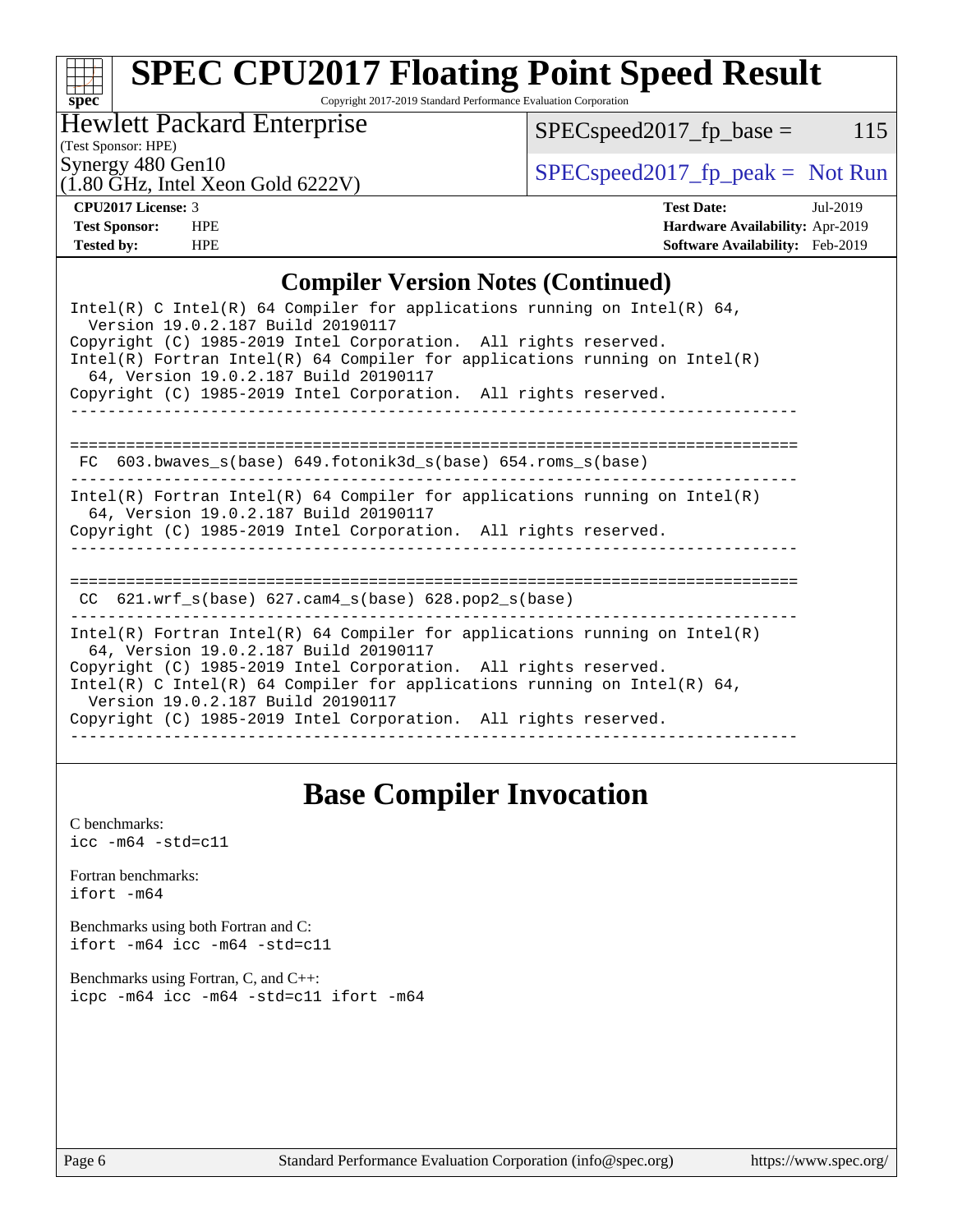# SPEC CPU2017 Floating Point Speed Result

Copyright 2017-2019 Standard Performance Evaluation Corporation

Hewlett Packard Enterprise
(Test Sponsor: HPE)
Synergy 480 Gen10
(1.80 GHz, Intel Xeon Gold 6222V)

SPECspeed2017_fp_base = 115

SPECspeed2017_fp_peak = Not Run

**CPU2017 License:** 3
**Test Sponsor:** HPE
**Tested by:** HPE

**Test Date:** Jul-2019
**Hardware Availability:** Apr-2019
**Software Availability:** Feb-2019

## Compiler Version Notes (Continued)

```
Intel(R) C Intel(R) 64 Compiler for applications running on Intel(R) 64,
  Version 19.0.2.187 Build 20190117
Copyright (C) 1985-2019 Intel Corporation.  All rights reserved.
Intel(R) Fortran Intel(R) 64 Compiler for applications running on Intel(R)
  64, Version 19.0.2.187 Build 20190117
Copyright (C) 1985-2019 Intel Corporation.  All rights reserved.
------------------------------------------------------------------------------

==============================================================================
 FC  603.bwaves_s(base) 649.fotonik3d_s(base) 654.roms_s(base)
------------------------------------------------------------------------------
Intel(R) Fortran Intel(R) 64 Compiler for applications running on Intel(R)
  64, Version 19.0.2.187 Build 20190117
Copyright (C) 1985-2019 Intel Corporation.  All rights reserved.
------------------------------------------------------------------------------

==============================================================================
 CC  621.wrf_s(base) 627.cam4_s(base) 628.pop2_s(base)
------------------------------------------------------------------------------
Intel(R) Fortran Intel(R) 64 Compiler for applications running on Intel(R)
  64, Version 19.0.2.187 Build 20190117
Copyright (C) 1985-2019 Intel Corporation.  All rights reserved.
Intel(R) C Intel(R) 64 Compiler for applications running on Intel(R) 64,
  Version 19.0.2.187 Build 20190117
Copyright (C) 1985-2019 Intel Corporation.  All rights reserved.
------------------------------------------------------------------------------
```

## Base Compiler Invocation

C benchmarks:
`icc -m64 -std=c11`

Fortran benchmarks:
`ifort -m64`

Benchmarks using both Fortran and C:
`ifort -m64 icc -m64 -std=c11`

Benchmarks using Fortran, C, and C++:
`icpc -m64 icc -m64 -std=c11 ifort -m64`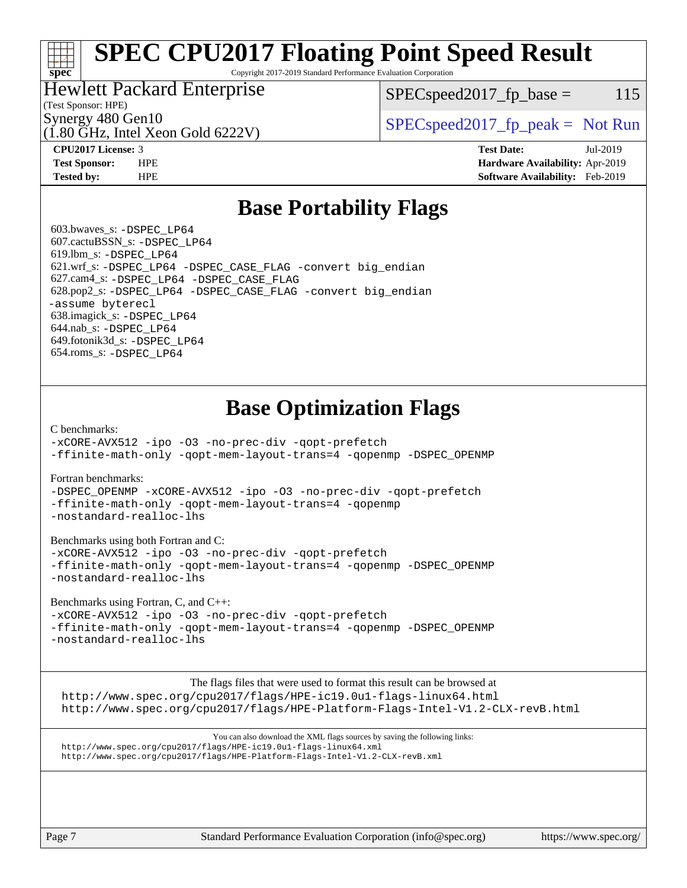# SPEC CPU2017 Floating Point Speed Result

Copyright 2017-2019 Standard Performance Evaluation Corporation

**Hewlett Packard Enterprise**
(Test Sponsor: HPE)

Synergy 480 Gen10
(1.80 GHz, Intel Xeon Gold 6222V)

SPECspeed2017_fp_base = 115

SPECspeed2017_fp_peak = Not Run

| | | | |
|---|---|---|---|
| **CPU2017 License:** | 3 | **Test Date:** | Jul-2019 |
| **Test Sponsor:** | HPE | **Hardware Availability:** | Apr-2019 |
| **Tested by:** | HPE | **Software Availability:** | Feb-2019 |

## Base Portability Flags

603.bwaves_s: -DSPEC_LP64
607.cactuBSSN_s: -DSPEC_LP64
619.lbm_s: -DSPEC_LP64
621.wrf_s: -DSPEC_LP64 -DSPEC_CASE_FLAG -convert big_endian
627.cam4_s: -DSPEC_LP64 -DSPEC_CASE_FLAG
628.pop2_s: -DSPEC_LP64 -DSPEC_CASE_FLAG -convert big_endian -assume byterecl
638.imagick_s: -DSPEC_LP64
644.nab_s: -DSPEC_LP64
649.fotonik3d_s: -DSPEC_LP64
654.roms_s: -DSPEC_LP64

## Base Optimization Flags

C benchmarks:
```
-xCORE-AVX512 -ipo -O3 -no-prec-div -qopt-prefetch
-ffinite-math-only -qopt-mem-layout-trans=4 -qopenmp -DSPEC_OPENMP
```

Fortran benchmarks:
```
-DSPEC_OPENMP -xCORE-AVX512 -ipo -O3 -no-prec-div -qopt-prefetch
-ffinite-math-only -qopt-mem-layout-trans=4 -qopenmp
-nostandard-realloc-lhs
```

Benchmarks using both Fortran and C:
```
-xCORE-AVX512 -ipo -O3 -no-prec-div -qopt-prefetch
-ffinite-math-only -qopt-mem-layout-trans=4 -qopenmp -DSPEC_OPENMP
-nostandard-realloc-lhs
```

Benchmarks using Fortran, C, and C++:
```
-xCORE-AVX512 -ipo -O3 -no-prec-div -qopt-prefetch
-ffinite-math-only -qopt-mem-layout-trans=4 -qopenmp -DSPEC_OPENMP
-nostandard-realloc-lhs
```

The flags files that were used to format this result can be browsed at
http://www.spec.org/cpu2017/flags/HPE-ic19.0u1-flags-linux64.html
http://www.spec.org/cpu2017/flags/HPE-Platform-Flags-Intel-V1.2-CLX-revB.html

You can also download the XML flags sources by saving the following links:
http://www.spec.org/cpu2017/flags/HPE-ic19.0u1-flags-linux64.xml
http://www.spec.org/cpu2017/flags/HPE-Platform-Flags-Intel-V1.2-CLX-revB.xml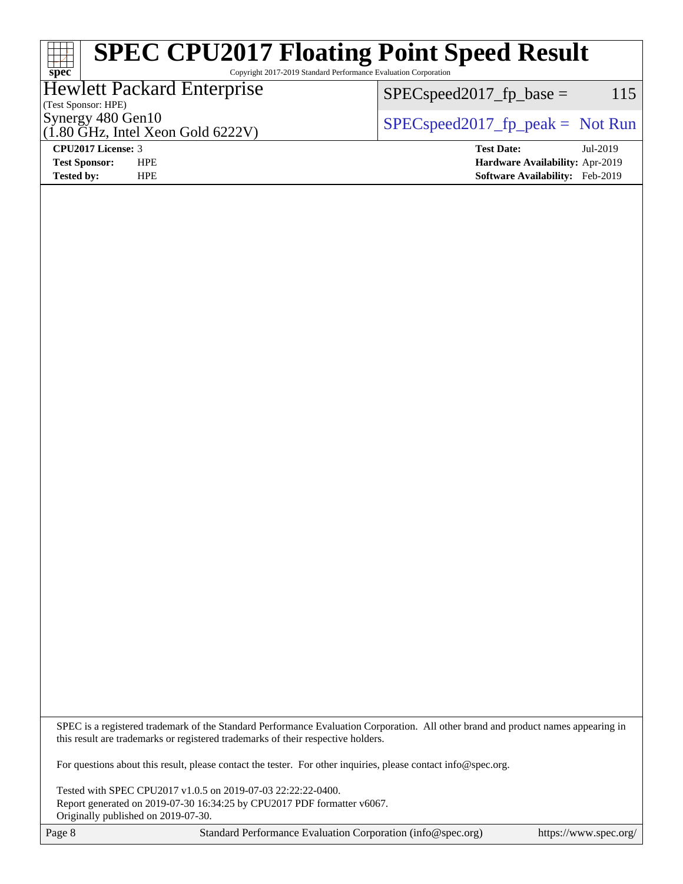SPEC is a registered trademark of the Standard Performance Evaluation Corporation. All other brand and product names appearing in this result are trademarks or registered trademarks of their respective holders.

For questions about this result, please contact the tester. For other inquiries, please contact info@spec.org.

Tested with SPEC CPU2017 v1.0.5 on 2019-07-03 22:22:22-0400.
Report generated on 2019-07-30 16:34:25 by CPU2017 PDF formatter v6067.
Originally published on 2019-07-30.